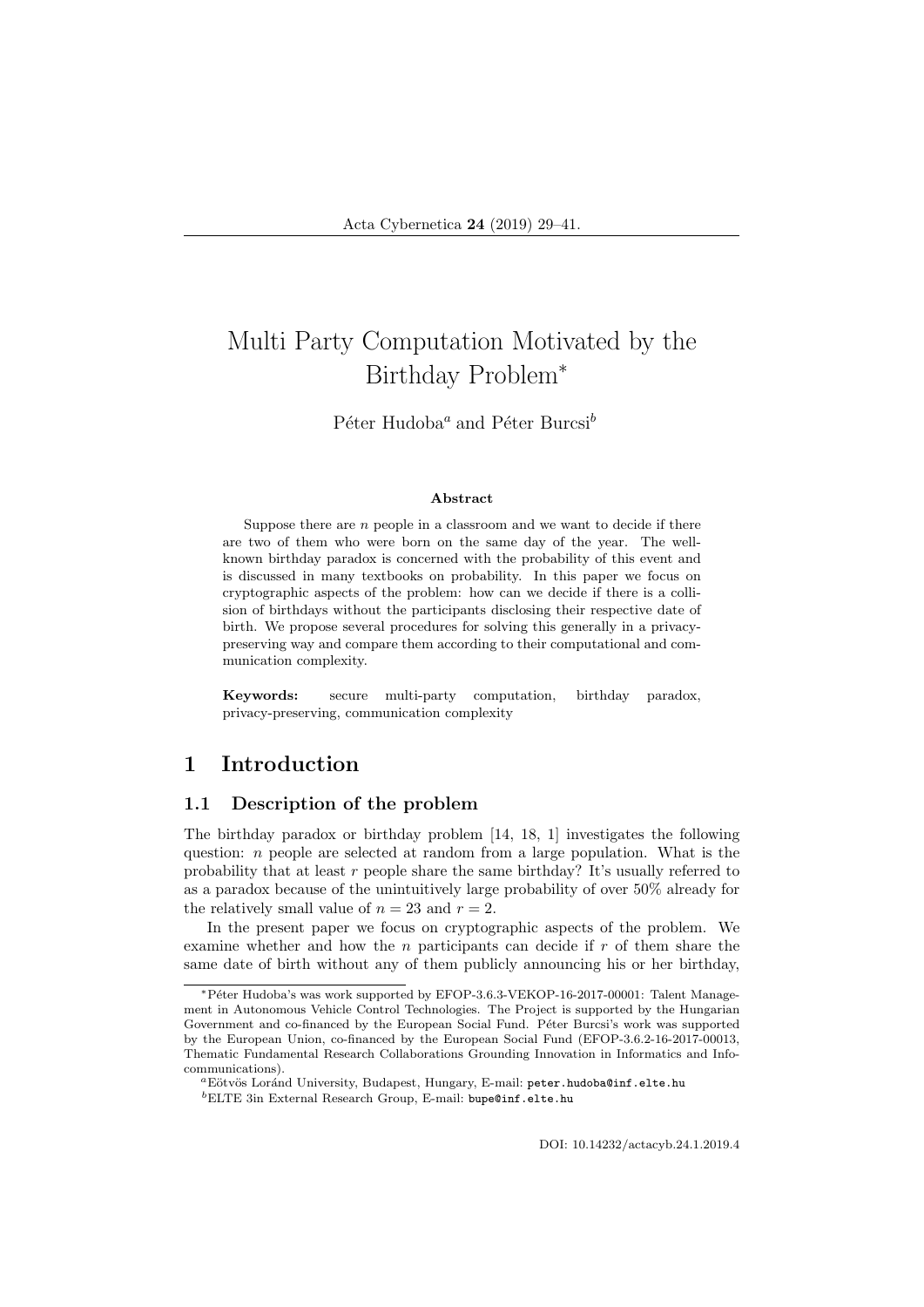# Multi Party Computation Motivated by the Birthday Problem*

Péter Hudoba[a] and Péter Burcsi[b]

### Abstract

Suppose there are $n$ people in a classroom and we want to decide if there are two of them who were born on the same day of the year. The well-known birthday paradox is concerned with the probability of this event and is discussed in many textbooks on probability. In this paper we focus on cryptographic aspects of the problem: how can we decide if there is a collision of birthdays without the participants disclosing their respective date of birth. We propose several procedures for solving this generally in a privacy-preserving way and compare them according to their computational and communication complexity.

**Keywords:** secure multi-party computation, birthday paradox, privacy-preserving, communication complexity

## 1 Introduction

### 1.1 Description of the problem

The birthday paradox or birthday problem [14, 18, 1] investigates the following question: $n$ people are selected at random from a large population. What is the probability that at least $r$ people share the same birthday? It's usually referred to as a paradox because of the unintuitively large probability of over 50% already for the relatively small value of $n = 23$ and $r = 2$.

In the present paper we focus on cryptographic aspects of the problem. We examine whether and how the $n$ participants can decide if $r$ of them share the same date of birth without any of them publicly announcing his or her birthday,

---

*Péter Hudoba's was work supported by EFOP-3.6.3-VEKOP-16-2017-00001: Talent Management in Autonomous Vehicle Control Technologies. The Project is supported by the Hungarian Government and co-financed by the European Social Fund. Péter Burcsi's work was supported by the European Union, co-financed by the European Social Fund (EFOP-3.6.2-16-2017-00013, Thematic Fundamental Research Collaborations Grounding Innovation in Informatics and Infocommunications).

[a]Eötvös Loránd University, Budapest, Hungary, E-mail: peter.hudoba@inf.elte.hu

[b]ELTE 3in External Research Group, E-mail: bupe@inf.elte.hu

DOI: 10.14232/actacyb.24.1.2019.4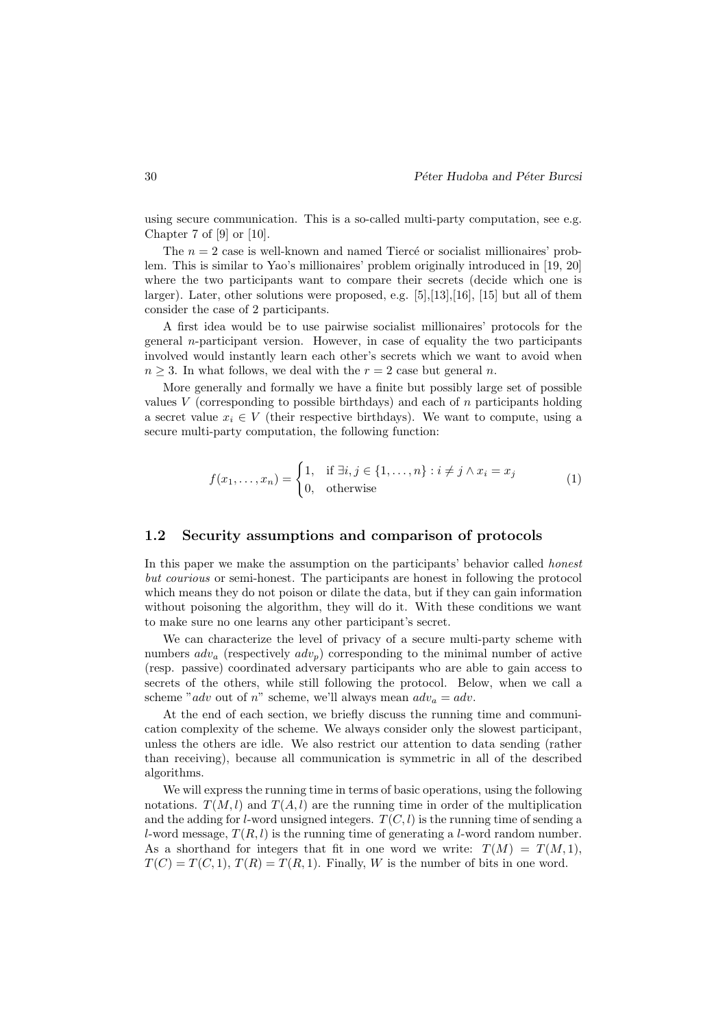using secure communication. This is a so-called multi-party computation, see e.g. Chapter 7 of [9] or [10].

The $n = 2$ case is well-known and named Tiercé or socialist millionaires' problem. This is similar to Yao's millionaires' problem originally introduced in [19, 20] where the two participants want to compare their secrets (decide which one is larger). Later, other solutions were proposed, e.g. [5],[13],[16], [15] but all of them consider the case of 2 participants.

A first idea would be to use pairwise socialist millionaires' protocols for the general $n$-participant version. However, in case of equality the two participants involved would instantly learn each other's secrets which we want to avoid when $n \geq 3$. In what follows, we deal with the $r = 2$ case but general $n$.

More generally and formally we have a finite but possibly large set of possible values $V$ (corresponding to possible birthdays) and each of $n$ participants holding a secret value $x_i \in V$ (their respective birthdays). We want to compute, using a secure multi-party computation, the following function:

$$f(x_1, \dots, x_n) = \begin{cases} 1, & \text{if } \exists i, j \in \{1, \dots, n\} : i \neq j \wedge x_i = x_j \\ 0, & \text{otherwise} \end{cases} \tag{1}$$

## 1.2 Security assumptions and comparison of protocols

In this paper we make the assumption on the participants' behavior called *honest but courious* or semi-honest. The participants are honest in following the protocol which means they do not poison or dilate the data, but if they can gain information without poisoning the algorithm, they will do it. With these conditions we want to make sure no one learns any other participant's secret.

We can characterize the level of privacy of a secure multi-party scheme with numbers $adv_a$ (respectively $adv_p$) corresponding to the minimal number of active (resp. passive) coordinated adversary participants who are able to gain access to secrets of the others, while still following the protocol. Below, when we call a scheme "$adv$ out of $n$" scheme, we'll always mean $adv_a = adv$.

At the end of each section, we briefly discuss the running time and communication complexity of the scheme. We always consider only the slowest participant, unless the others are idle. We also restrict our attention to data sending (rather than receiving), because all communication is symmetric in all of the described algorithms.

We will express the running time in terms of basic operations, using the following notations. $T(M, l)$ and $T(A, l)$ are the running time in order of the multiplication and the adding for $l$-word unsigned integers. $T(C, l)$ is the running time of sending a $l$-word message, $T(R, l)$ is the running time of generating a $l$-word random number. As a shorthand for integers that fit in one word we write: $T(M) = T(M, 1)$, $T(C) = T(C, 1)$, $T(R) = T(R, 1)$. Finally, $W$ is the number of bits in one word.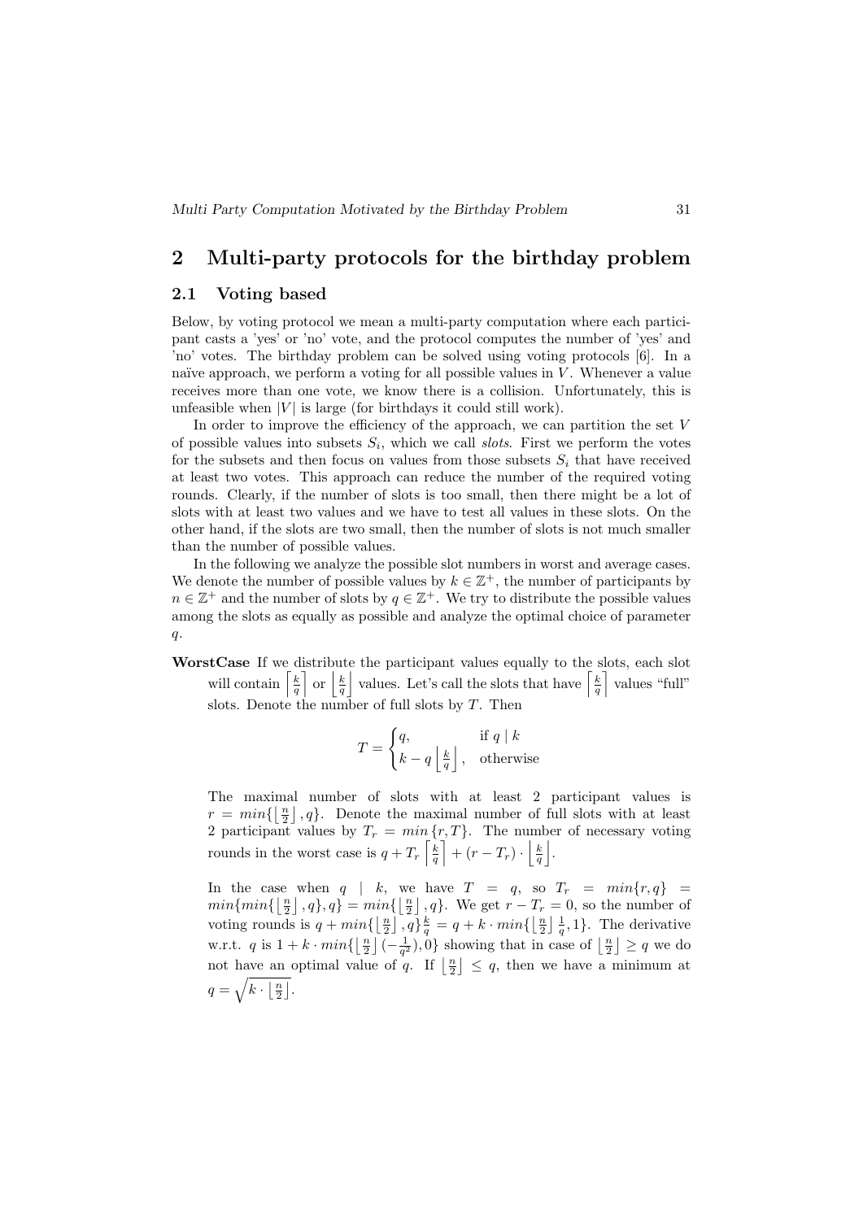## 2 Multi-party protocols for the birthday problem

### 2.1 Voting based

Below, by voting protocol we mean a multi-party computation where each participant casts a 'yes' or 'no' vote, and the protocol computes the number of 'yes' and 'no' votes. The birthday problem can be solved using voting protocols [6]. In a naïve approach, we perform a voting for all possible values in $V$. Whenever a value receives more than one vote, we know there is a collision. Unfortunately, this is unfeasible when $|V|$ is large (for birthdays it could still work).

In order to improve the efficiency of the approach, we can partition the set $V$ of possible values into subsets $S_i$, which we call *slots*. First we perform the votes for the subsets and then focus on values from those subsets $S_i$ that have received at least two votes. This approach can reduce the number of the required voting rounds. Clearly, if the number of slots is too small, then there might be a lot of slots with at least two values and we have to test all values in these slots. On the other hand, if the slots are two small, then the number of slots is not much smaller than the number of possible values.

In the following we analyze the possible slot numbers in worst and average cases. We denote the number of possible values by $k \in \mathbb{Z}^+$, the number of participants by $n \in \mathbb{Z}^+$ and the number of slots by $q \in \mathbb{Z}^+$. We try to distribute the possible values among the slots as equally as possible and analyze the optimal choice of parameter $q$.

**WorstCase** If we distribute the participant values equally to the slots, each slot will contain $\left\lceil \frac{k}{q} \right\rceil$ or $\left\lfloor \frac{k}{q} \right\rfloor$ values. Let's call the slots that have $\left\lceil \frac{k}{q} \right\rceil$ values "full" slots. Denote the number of full slots by $T$. Then

$$T = \begin{cases} q, & \text{if } q \mid k \\ k - q\left\lfloor \frac{k}{q} \right\rfloor, & \text{otherwise} \end{cases}$$

The maximal number of slots with at least 2 participant values is $r = min\{\left\lfloor \frac{n}{2} \right\rfloor, q\}$. Denote the maximal number of full slots with at least 2 participant values by $T_r = min\,\{r, T\}$. The number of necessary voting rounds in the worst case is $q + T_r \left\lceil \frac{k}{q} \right\rceil + (r - T_r) \cdot \left\lfloor \frac{k}{q} \right\rfloor$.

In the case when $q \mid k$, we have $T = q$, so $T_r = min\{r, q\} = min\{min\{\left\lfloor \frac{n}{2} \right\rfloor, q\}, q\} = min\{\left\lfloor \frac{n}{2} \right\rfloor, q\}$. We get $r - T_r = 0$, so the number of voting rounds is $q + min\{\left\lfloor \frac{n}{2} \right\rfloor, q\}\frac{k}{q} = q + k \cdot min\{\left\lfloor \frac{n}{2} \right\rfloor \frac{1}{q}, 1\}$. The derivative w.r.t. $q$ is $1 + k \cdot min\{\left\lfloor \frac{n}{2} \right\rfloor (-\frac{1}{q^2}), 0\}$ showing that in case of $\left\lfloor \frac{n}{2} \right\rfloor \geq q$ we do not have an optimal value of $q$. If $\left\lfloor \frac{n}{2} \right\rfloor \leq q$, then we have a minimum at $q = \sqrt{k \cdot \left\lfloor \frac{n}{2} \right\rfloor}$.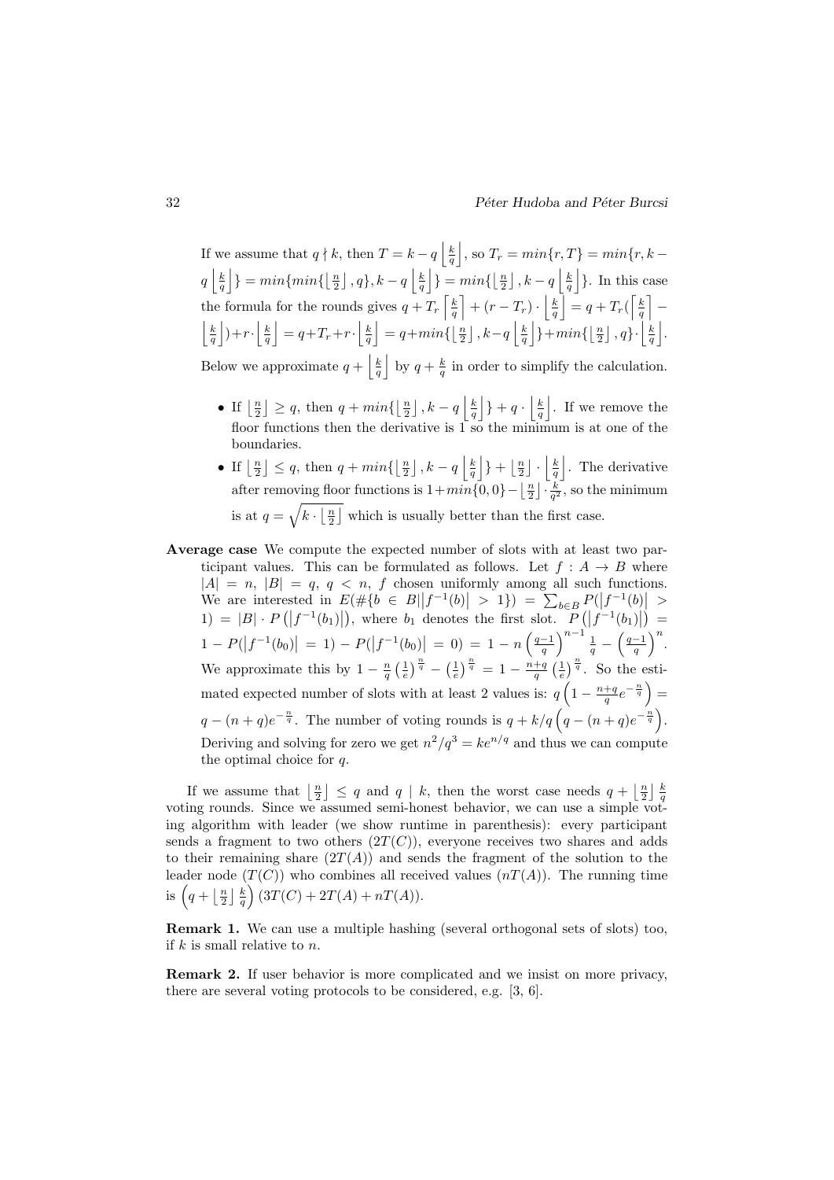If we assume that $q \nmid k$, then $T = k - q\left\lfloor \frac{k}{q} \right\rfloor$, so $T_r = min\{r, T\} = min\{r, k - q\left\lfloor \frac{k}{q} \right\rfloor\} = min\{min\{\left\lfloor \frac{n}{2} \right\rfloor, q\}, k - q\left\lfloor \frac{k}{q} \right\rfloor\} = min\{\left\lfloor \frac{n}{2} \right\rfloor, k - q\left\lfloor \frac{k}{q} \right\rfloor\}$. In this case the formula for the rounds gives $q + T_r\left\lceil \frac{k}{q} \right\rceil + (r - T_r) \cdot \left\lfloor \frac{k}{q} \right\rfloor = q + T_r(\left\lceil \frac{k}{q} \right\rceil - \left\lfloor \frac{k}{q} \right\rfloor) + r \cdot \left\lfloor \frac{k}{q} \right\rfloor = q + T_r + r \cdot \left\lfloor \frac{k}{q} \right\rfloor = q + min\{\left\lfloor \frac{n}{2} \right\rfloor, k - q\left\lfloor \frac{k}{q} \right\rfloor\} + min\{\left\lfloor \frac{n}{2} \right\rfloor, q\} \cdot \left\lfloor \frac{k}{q} \right\rfloor$.

Below we approximate $q + \left\lfloor \frac{k}{q} \right\rfloor$ by $q + \frac{k}{q}$ in order to simplify the calculation.

- If $\left\lfloor \frac{n}{2} \right\rfloor \geq q$, then $q + min\{\left\lfloor \frac{n}{2} \right\rfloor, k - q\left\lfloor \frac{k}{q} \right\rfloor\} + q \cdot \left\lfloor \frac{k}{q} \right\rfloor$. If we remove the floor functions then the derivative is 1 so the minimum is at one of the boundaries.
- If $\left\lfloor \frac{n}{2} \right\rfloor \leq q$, then $q + min\{\left\lfloor \frac{n}{2} \right\rfloor, k - q\left\lfloor \frac{k}{q} \right\rfloor\} + \left\lfloor \frac{n}{2} \right\rfloor \cdot \left\lfloor \frac{k}{q} \right\rfloor$. The derivative after removing floor functions is $1 + min\{0, 0\} - \left\lfloor \frac{n}{2} \right\rfloor \cdot \frac{k}{q^2}$, so the minimum is at $q = \sqrt{k \cdot \left\lfloor \frac{n}{2} \right\rfloor}$ which is usually better than the first case.

**Average case** We compute the expected number of slots with at least two participant values. This can be formulated as follows. Let $f : A \to B$ where $|A| = n$, $|B| = q$, $q < n$, $f$ chosen uniformly among all such functions. We are interested in $E(\#\{b \in B \mid |f^{-1}(b)| > 1\}) = \sum_{b \in B} P(|f^{-1}(b)| > 1) = |B| \cdot P(|f^{-1}(b_1)|)$, where $b_1$ denotes the first slot. $P(|f^{-1}(b_1)|) = 1 - P(|f^{-1}(b_0)| = 1) - P(|f^{-1}(b_0)| = 0) = 1 - n\left(\frac{q-1}{q}\right)^{n-1}\frac{1}{q} - \left(\frac{q-1}{q}\right)^n$. We approximate this by $1 - \frac{n}{q}\left(\frac{1}{e}\right)^{\frac{n}{q}} - \left(\frac{1}{e}\right)^{\frac{n}{q}} = 1 - \frac{n+q}{q}\left(\frac{1}{e}\right)^{\frac{n}{q}}$. So the estimated expected number of slots with at least 2 values is: $q\left(1 - \frac{n+q}{q}e^{-\frac{n}{q}}\right) = q - (n+q)e^{-\frac{n}{q}}$. The number of voting rounds is $q + k/q\left(q - (n+q)e^{-\frac{n}{q}}\right)$. Deriving and solving for zero we get $n^2/q^3 = ke^{n/q}$ and thus we can compute the optimal choice for $q$.

If we assume that $\left\lfloor \frac{n}{2} \right\rfloor \leq q$ and $q \mid k$, then the worst case needs $q + \left\lfloor \frac{n}{2} \right\rfloor \frac{k}{q}$ voting rounds. Since we assumed semi-honest behavior, we can use a simple voting algorithm with leader (we show runtime in parenthesis): every participant sends a fragment to two others ($2T(C)$), everyone receives two shares and adds to their remaining share ($2T(A)$) and sends the fragment of the solution to the leader node ($T(C)$) who combines all received values ($nT(A)$). The running time is $\left(q + \left\lfloor \frac{n}{2} \right\rfloor \frac{k}{q}\right)(3T(C) + 2T(A) + nT(A))$.

**Remark 1.** We can use a multiple hashing (several orthogonal sets of slots) too, if $k$ is small relative to $n$.

**Remark 2.** If user behavior is more complicated and we insist on more privacy, there are several voting protocols to be considered, e.g. [3, 6].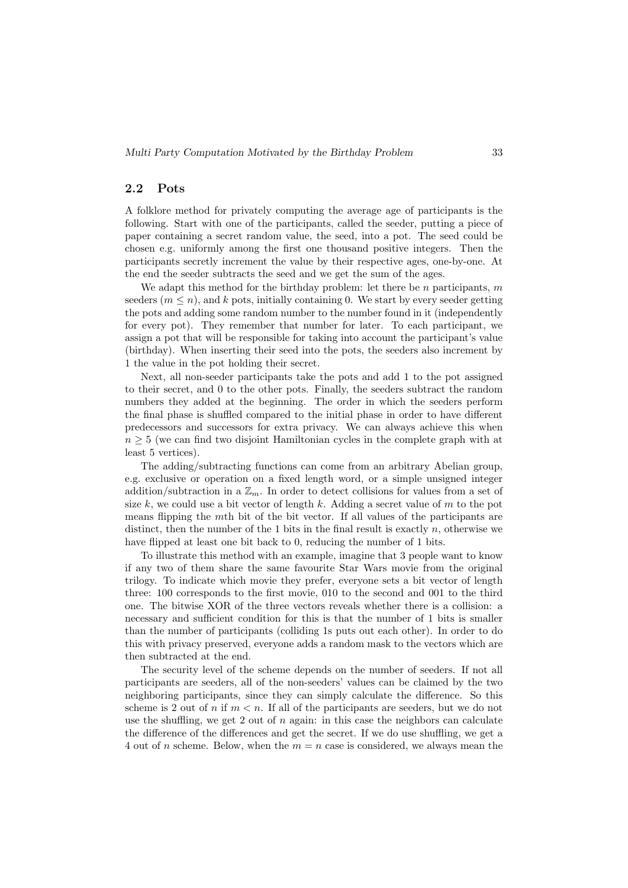### 2.2 Pots

A folklore method for privately computing the average age of participants is the following. Start with one of the participants, called the seeder, putting a piece of paper containing a secret random value, the seed, into a pot. The seed could be chosen e.g. uniformly among the first one thousand positive integers. Then the participants secretly increment the value by their respective ages, one-by-one. At the end the seeder subtracts the seed and we get the sum of the ages.

We adapt this method for the birthday problem: let there be $n$ participants, $m$ seeders ($m \leq n$), and $k$ pots, initially containing 0. We start by every seeder getting the pots and adding some random number to the number found in it (independently for every pot). They remember that number for later. To each participant, we assign a pot that will be responsible for taking into account the participant's value (birthday). When inserting their seed into the pots, the seeders also increment by 1 the value in the pot holding their secret.

Next, all non-seeder participants take the pots and add 1 to the pot assigned to their secret, and 0 to the other pots. Finally, the seeders subtract the random numbers they added at the beginning. The order in which the seeders perform the final phase is shuffled compared to the initial phase in order to have different predecessors and successors for extra privacy. We can always achieve this when $n \geq 5$ (we can find two disjoint Hamiltonian cycles in the complete graph with at least 5 vertices).

The adding/subtracting functions can come from an arbitrary Abelian group, e.g. exclusive or operation on a fixed length word, or a simple unsigned integer addition/subtraction in a $\mathbb{Z}_m$. In order to detect collisions for values from a set of size $k$, we could use a bit vector of length $k$. Adding a secret value of $m$ to the pot means flipping the $m$th bit of the bit vector. If all values of the participants are distinct, then the number of the 1 bits in the final result is exactly $n$, otherwise we have flipped at least one bit back to 0, reducing the number of 1 bits.

To illustrate this method with an example, imagine that 3 people want to know if any two of them share the same favourite Star Wars movie from the original trilogy. To indicate which movie they prefer, everyone sets a bit vector of length three: 100 corresponds to the first movie, 010 to the second and 001 to the third one. The bitwise XOR of the three vectors reveals whether there is a collision: a necessary and sufficient condition for this is that the number of 1 bits is smaller than the number of participants (colliding 1s puts out each other). In order to do this with privacy preserved, everyone adds a random mask to the vectors which are then subtracted at the end.

The security level of the scheme depends on the number of seeders. If not all participants are seeders, all of the non-seeders' values can be claimed by the two neighboring participants, since they can simply calculate the difference. So this scheme is 2 out of $n$ if $m < n$. If all of the participants are seeders, but we do not use the shuffling, we get 2 out of $n$ again: in this case the neighbors can calculate the difference of the differences and get the secret. If we do use shuffling, we get a 4 out of $n$ scheme. Below, when the $m = n$ case is considered, we always mean the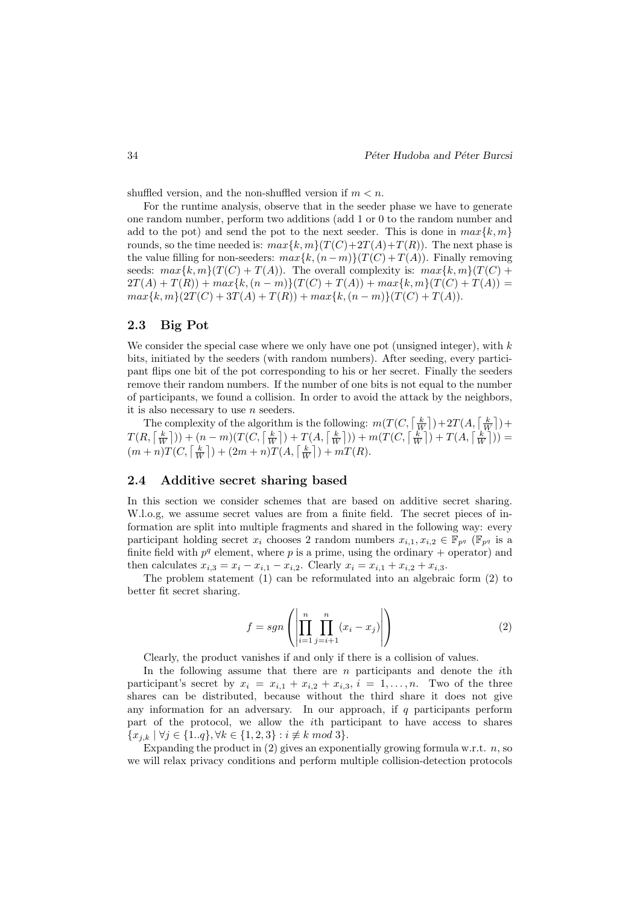shuffled version, and the non-shuffled version if $m < n$.

For the runtime analysis, observe that in the seeder phase we have to generate one random number, perform two additions (add 1 or 0 to the random number and add to the pot) and send the pot to the next seeder. This is done in $max\{k,m\}$ rounds, so the time needed is: $max\{k,m\}(T(C)+2T(A)+T(R))$. The next phase is the value filling for non-seeders: $max\{k,(n-m)\}(T(C)+T(A))$. Finally removing seeds: $max\{k,m\}(T(C)+T(A))$. The overall complexity is: $max\{k,m\}(T(C)+2T(A)+T(R)) + max\{k,(n-m)\}(T(C)+T(A)) + max\{k,m\}(T(C)+T(A)) = max\{k,m\}(2T(C)+3T(A)+T(R)) + max\{k,(n-m)\}(T(C)+T(A))$.

### 2.3 Big Pot

We consider the special case where we only have one pot (unsigned integer), with $k$ bits, initiated by the seeders (with random numbers). After seeding, every participant flips one bit of the pot corresponding to his or her secret. Finally the seeders remove their random numbers. If the number of one bits is not equal to the number of participants, we found a collision. In order to avoid the attack by the neighbors, it is also necessary to use $n$ seeders.

The complexity of the algorithm is the following: $m(T(C,\lceil \frac{k}{W} \rceil)+2T(A,\lceil \frac{k}{W} \rceil)+T(R,\lceil \frac{k}{W} \rceil)) + (n-m)(T(C,\lceil \frac{k}{W} \rceil)+T(A,\lceil \frac{k}{W} \rceil)) + m(T(C,\lceil \frac{k}{W} \rceil)+T(A,\lceil \frac{k}{W} \rceil)) = (m+n)T(C,\lceil \frac{k}{W} \rceil) + (2m+n)T(A,\lceil \frac{k}{W} \rceil) + mT(R)$.

### 2.4 Additive secret sharing based

In this section we consider schemes that are based on additive secret sharing. W.l.o.g, we assume secret values are from a finite field. The secret pieces of information are split into multiple fragments and shared in the following way: every participant holding secret $x_i$ chooses 2 random numbers $x_{i,1}, x_{i,2} \in \mathbb{F}_{p^q}$ ($\mathbb{F}_{p^q}$ is a finite field with $p^q$ element, where $p$ is a prime, using the ordinary $+$ operator) and then calculates $x_{i,3} = x_i - x_{i,1} - x_{i,2}$. Clearly $x_i = x_{i,1} + x_{i,2} + x_{i,3}$.

The problem statement (1) can be reformulated into an algebraic form (2) to better fit secret sharing.

$$f = sgn\left(\left|\prod_{i=1}^{n}\prod_{j=i+1}^{n}(x_i - x_j)\right|\right) \tag{2}$$

Clearly, the product vanishes if and only if there is a collision of values.

In the following assume that there are $n$ participants and denote the $i$th participant's secret by $x_i = x_{i,1} + x_{i,2} + x_{i,3}$, $i = 1,\ldots,n$. Two of the three shares can be distributed, because without the third share it does not give any information for an adversary. In our approach, if $q$ participants perform part of the protocol, we allow the $i$th participant to have access to shares $\{x_{j,k} \mid \forall j \in \{1..q\}, \forall k \in \{1,2,3\} : i \not\equiv k \bmod 3\}$.

Expanding the product in (2) gives an exponentially growing formula w.r.t. $n$, so we will relax privacy conditions and perform multiple collision-detection protocols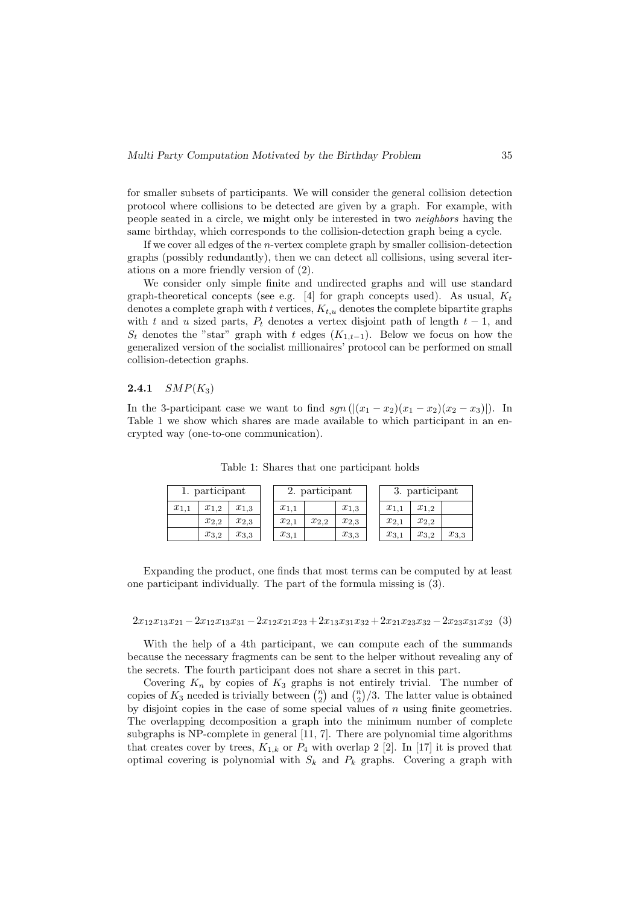for smaller subsets of participants. We will consider the general collision detection protocol where collisions to be detected are given by a graph. For example, with people seated in a circle, we might only be interested in two *neighbors* having the same birthday, which corresponds to the collision-detection graph being a cycle.

If we cover all edges of the $n$-vertex complete graph by smaller collision-detection graphs (possibly redundantly), then we can detect all collisions, using several iterations on a more friendly version of (2).

We consider only simple finite and undirected graphs and will use standard graph-theoretical concepts (see e.g. [4] for graph concepts used). As usual, $K_t$ denotes a complete graph with $t$ vertices, $K_{t,u}$ denotes the complete bipartite graphs with $t$ and $u$ sized parts, $P_t$ denotes a vertex disjoint path of length $t-1$, and $S_t$ denotes the "star" graph with $t$ edges ($K_{1,t-1}$). Below we focus on how the generalized version of the socialist millionaires' protocol can be performed on small collision-detection graphs.

### 2.4.1 $SMP(K_3)$

In the 3-participant case we want to find $sgn\left(|(x_1-x_2)(x_1-x_2)(x_2-x_3)|\right)$. In Table 1 we show which shares are made available to which participant in an encrypted way (one-to-one communication).

Table 1: Shares that one participant holds

| 1. participant | | |
|---|---|---|
| $x_{1,1}$ | $x_{1,2}$ | $x_{1,3}$ |
| | $x_{2,2}$ | $x_{2,3}$ |
| | $x_{3,2}$ | $x_{3,3}$ |

| 2. participant | | |
|---|---|---|
| $x_{1,1}$ | | $x_{1,3}$ |
| $x_{2,1}$ | $x_{2,2}$ | $x_{2,3}$ |
| $x_{3,1}$ | | $x_{3,3}$ |

| 3. participant | | |
|---|---|---|
| $x_{1,1}$ | $x_{1,2}$ | |
| $x_{2,1}$ | $x_{2,2}$ | |
| $x_{3,1}$ | $x_{3,2}$ | $x_{3,3}$ |

Expanding the product, one finds that most terms can be computed by at least one participant individually. The part of the formula missing is (3).

$$2x_{12}x_{13}x_{21}-2x_{12}x_{13}x_{31}-2x_{12}x_{21}x_{23}+2x_{13}x_{31}x_{32}+2x_{21}x_{23}x_{32}-2x_{23}x_{31}x_{32} \quad (3)$$

With the help of a 4th participant, we can compute each of the summands because the necessary fragments can be sent to the helper without revealing any of the secrets. The fourth participant does not share a secret in this part.

Covering $K_n$ by copies of $K_3$ graphs is not entirely trivial. The number of copies of $K_3$ needed is trivially between $\binom{n}{2}$ and $\binom{n}{2}/3$. The latter value is obtained by disjoint copies in the case of some special values of $n$ using finite geometries. The overlapping decomposition a graph into the minimum number of complete subgraphs is NP-complete in general [11, 7]. There are polynomial time algorithms that creates cover by trees, $K_{1,k}$ or $P_4$ with overlap 2 [2]. In [17] it is proved that optimal covering is polynomial with $S_k$ and $P_k$ graphs. Covering a graph with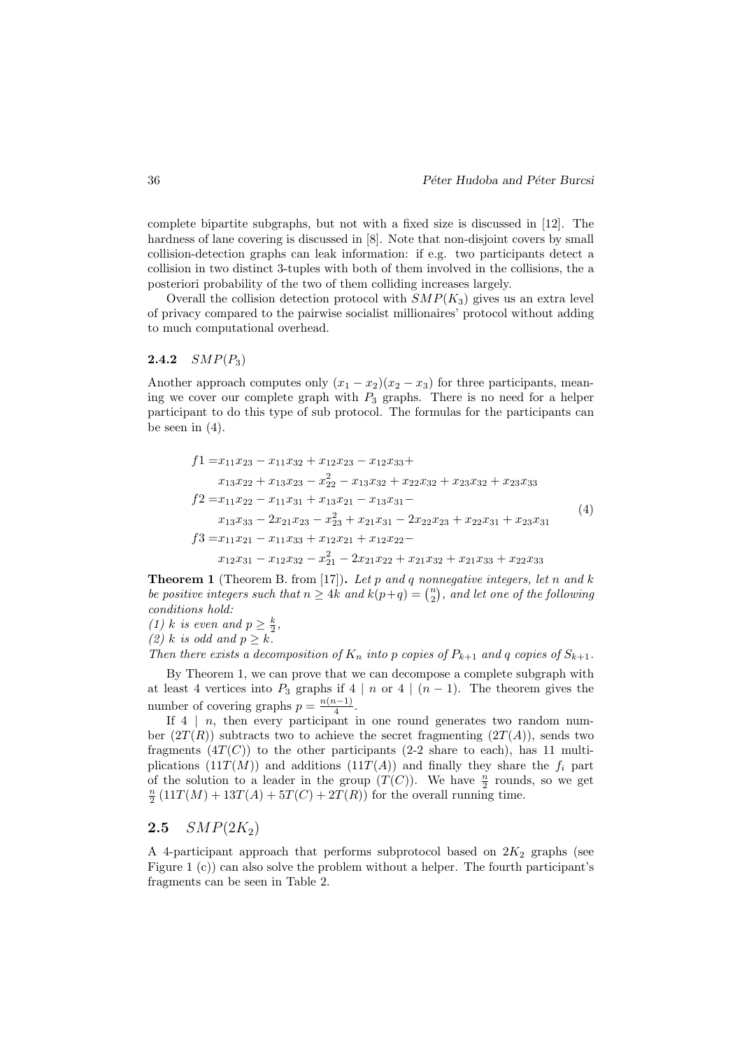complete bipartite subgraphs, but not with a fixed size is discussed in [12]. The hardness of lane covering is discussed in [8]. Note that non-disjoint covers by small collision-detection graphs can leak information: if e.g. two participants detect a collision in two distinct 3-tuples with both of them involved in the collisions, the a posteriori probability of the two of them colliding increases largely.

Overall the collision detection protocol with $SMP(K_3)$ gives us an extra level of privacy compared to the pairwise socialist millionaires' protocol without adding to much computational overhead.

#### 2.4.2 $SMP(P_3)$

Another approach computes only $(x_1 - x_2)(x_2 - x_3)$ for three participants, meaning we cover our complete graph with $P_3$ graphs. There is no need for a helper participant to do this type of sub protocol. The formulas for the participants can be seen in (4).

$$
\begin{aligned}
f1 =& x_{11}x_{23} - x_{11}x_{32} + x_{12}x_{23} - x_{12}x_{33} + \\
& x_{13}x_{22} + x_{13}x_{23} - x_{22}^2 - x_{13}x_{32} + x_{22}x_{32} + x_{23}x_{32} + x_{23}x_{33} \\
f2 =& x_{11}x_{22} - x_{11}x_{31} + x_{13}x_{21} - x_{13}x_{31} - \\
& x_{13}x_{33} - 2x_{21}x_{23} - x_{23}^2 + x_{21}x_{31} - 2x_{22}x_{23} + x_{22}x_{31} + x_{23}x_{31} \\
f3 =& x_{11}x_{21} - x_{11}x_{33} + x_{12}x_{21} + x_{12}x_{22} - \\
& x_{12}x_{31} - x_{12}x_{32} - x_{21}^2 - 2x_{21}x_{22} + x_{21}x_{32} + x_{21}x_{33} + x_{22}x_{33}
\end{aligned}
\tag{4}
$$

**Theorem 1** (Theorem B. from [17])**.** *Let $p$ and $q$ nonnegative integers, let $n$ and $k$ be positive integers such that $n \geq 4k$ and $k(p+q) = \binom{n}{2}$, and let one of the following conditions hold:*
*(1) $k$ is even and $p \geq \frac{k}{2}$,*
*(2) $k$ is odd and $p \geq k$.*
*Then there exists a decomposition of $K_n$ into $p$ copies of $P_{k+1}$ and $q$ copies of $S_{k+1}$.*

By Theorem 1, we can prove that we can decompose a complete subgraph with at least 4 vertices into $P_3$ graphs if $4 \mid n$ or $4 \mid (n-1)$. The theorem gives the number of covering graphs $p = \frac{n(n-1)}{4}$.

If $4 \mid n$, then every participant in one round generates two random number $(2T(R))$ subtracts two to achieve the secret fragmenting $(2T(A))$, sends two fragments $(4T(C))$ to the other participants (2-2 share to each), has 11 multiplications $(11T(M))$ and additions $(11T(A))$ and finally they share the $f_i$ part of the solution to a leader in the group $(T(C))$. We have $\frac{n}{2}$ rounds, so we get $\frac{n}{2}(11T(M) + 13T(A) + 5T(C) + 2T(R))$ for the overall running time.

## 2.5 $SMP(2K_2)$

A 4-participant approach that performs subprotocol based on $2K_2$ graphs (see Figure 1 (c)) can also solve the problem without a helper. The fourth participant's fragments can be seen in Table 2.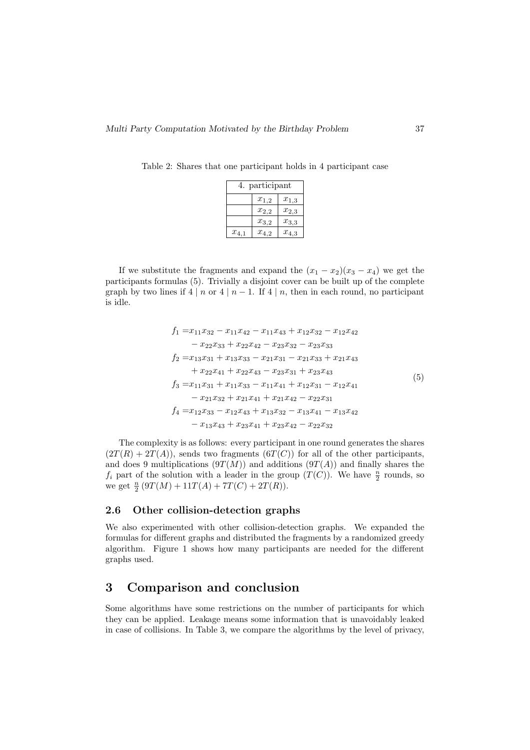Table 2: Shares that one participant holds in 4 participant case

| 4. participant | | |
|---|---|---|
| | $x_{1,2}$ | $x_{1,3}$ |
| | $x_{2,2}$ | $x_{2,3}$ |
| | $x_{3,2}$ | $x_{3,3}$ |
| $x_{4,1}$ | $x_{4,2}$ | $x_{4,3}$ |

If we substitute the fragments and expand the $(x_1 - x_2)(x_3 - x_4)$ we get the participants formulas (5). Trivially a disjoint cover can be built up of the complete graph by two lines if $4 \mid n$ or $4 \mid n-1$. If $4 \mid n$, then in each round, no participant is idle.

$$
\begin{aligned}
f_1 =& x_{11}x_{32} - x_{11}x_{42} - x_{11}x_{43} + x_{12}x_{32} - x_{12}x_{42} \\
& - x_{22}x_{33} + x_{22}x_{42} - x_{23}x_{32} - x_{23}x_{33} \\
f_2 =& x_{13}x_{31} + x_{13}x_{33} - x_{21}x_{31} - x_{21}x_{33} + x_{21}x_{43} \\
& + x_{22}x_{41} + x_{22}x_{43} - x_{23}x_{31} + x_{23}x_{43} \\
f_3 =& x_{11}x_{31} + x_{11}x_{33} - x_{11}x_{41} + x_{12}x_{31} - x_{12}x_{41} \\
& - x_{21}x_{32} + x_{21}x_{41} + x_{21}x_{42} - x_{22}x_{31} \\
f_4 =& x_{12}x_{33} - x_{12}x_{43} + x_{13}x_{32} - x_{13}x_{41} - x_{13}x_{42} \\
& - x_{13}x_{43} + x_{23}x_{41} + x_{23}x_{42} - x_{22}x_{32}
\end{aligned}
\tag{5}
$$

The complexity is as follows: every participant in one round generates the shares $(2T(R) + 2T(A))$, sends two fragments $(6T(C))$ for all of the other participants, and does 9 multiplications $(9T(M))$ and additions $(9T(A))$ and finally shares the $f_i$ part of the solution with a leader in the group $(T(C))$. We have $\frac{n}{2}$ rounds, so we get $\frac{n}{2}\,(9T(M) + 11T(A) + 7T(C) + 2T(R))$.

### 2.6 Other collision-detection graphs

We also experimented with other collision-detection graphs. We expanded the formulas for different graphs and distributed the fragments by a randomized greedy algorithm. Figure 1 shows how many participants are needed for the different graphs used.

## 3 Comparison and conclusion

Some algorithms have some restrictions on the number of participants for which they can be applied. Leakage means some information that is unavoidably leaked in case of collisions. In Table 3, we compare the algorithms by the level of privacy,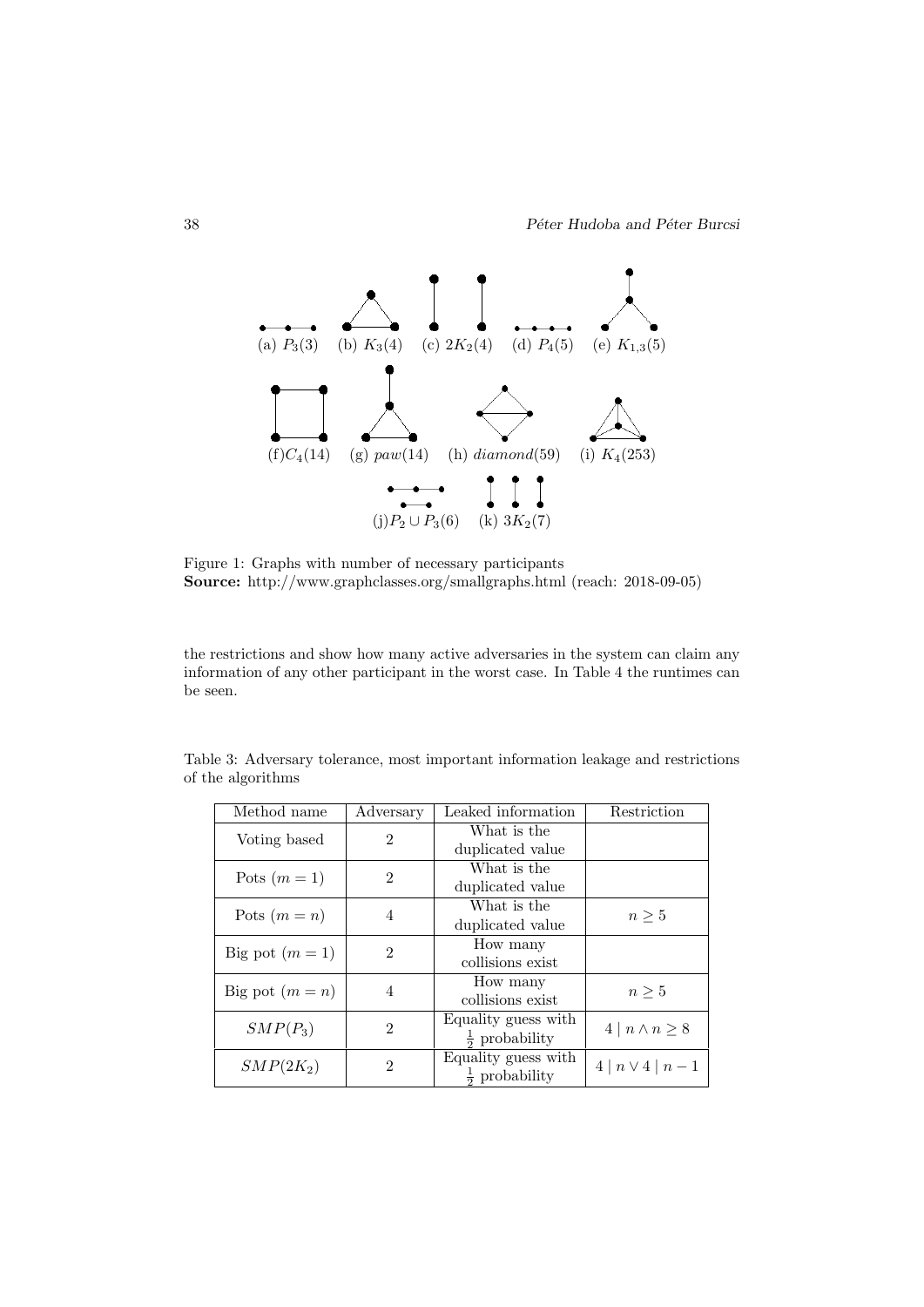(a) $P_3(3)$ (b) $K_3(4)$ (c) $2K_2(4)$ (d) $P_4(5)$ (e) $K_{1,3}(5)$

(f) $C_4(14)$ (g) $paw(14)$ (h) $diamond(59)$ (i) $K_4(253)$

(j) $P_2 \cup P_3(6)$ (k) $3K_2(7)$

Figure 1: Graphs with number of necessary participants
**Source:** http://www.graphclasses.org/smallgraphs.html (reach: 2018-09-05)

the restrictions and show how many active adversaries in the system can claim any information of any other participant in the worst case. In Table 4 the runtimes can be seen.

Table 3: Adversary tolerance, most important information leakage and restrictions of the algorithms

| Method name | Adversary | Leaked information | Restriction |
|---|---|---|---|
| Voting based | 2 | What is the duplicated value | |
| Pots ($m = 1$) | 2 | What is the duplicated value | |
| Pots ($m = n$) | 4 | What is the duplicated value | $n \geq 5$ |
| Big pot ($m = 1$) | 2 | How many collisions exist | |
| Big pot ($m = n$) | 4 | How many collisions exist | $n \geq 5$ |
| $SMP(P_3)$ | 2 | Equality guess with $\frac{1}{2}$ probability | $4 \mid n \wedge n \geq 8$ |
| $SMP(2K_2)$ | 2 | Equality guess with $\frac{1}{2}$ probability | $4 \mid n \vee 4 \mid n-1$ |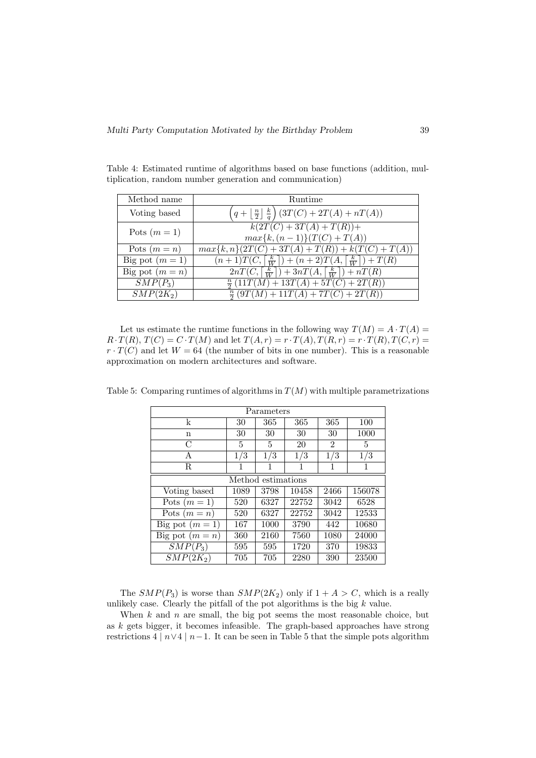Table 4: Estimated runtime of algorithms based on base functions (addition, multiplication, random number generation and communication)

| Method name | Runtime |
|---|---|
| Voting based | $\left(q + \left\lfloor \frac{n}{2} \right\rfloor \frac{k}{q}\right)(3T(C) + 2T(A) + nT(A))$ |
| Pots $(m = 1)$ | $k(2T(C) + 3T(A) + T(R)) +$ $max\{k, (n-1)\}(T(C) + T(A))$ |
| Pots $(m = n)$ | $max\{k, n\}(2T(C) + 3T(A) + T(R)) + k(T(C) + T(A))$ |
| Big pot $(m = 1)$ | $(n+1)T(C, \lceil \frac{k}{W} \rceil) + (n+2)T(A, \lceil \frac{k}{W} \rceil) + T(R)$ |
| Big pot $(m = n)$ | $2nT(C, \lceil \frac{k}{W} \rceil) + 3nT(A, \lceil \frac{k}{W} \rceil) + nT(R)$ |
| $SMP(P_3)$ | $\frac{n}{2}(11T(M) + 13T(A) + 5T(C) + 2T(R))$ |
| $SMP(2K_2)$ | $\frac{n}{2}(9T(M) + 11T(A) + 7T(C) + 2T(R))$ |

Let us estimate the runtime functions in the following way $T(M) = A \cdot T(A) = R \cdot T(R)$, $T(C) = C \cdot T(M)$ and let $T(A, r) = r \cdot T(A), T(R, r) = r \cdot T(R), T(C, r) = r \cdot T(C)$ and let $W = 64$ (the number of bits in one number). This is a reasonable approximation on modern architectures and software.

Table 5: Comparing runtimes of algorithms in $T(M)$ with multiple parametrizations

| Parameters | | | | | |
|---|---|---|---|---|---|
| k | 30 | 365 | 365 | 365 | 100 |
| n | 30 | 30 | 30 | 30 | 1000 |
| C | 5 | 5 | 20 | 2 | 5 |
| A | 1/3 | 1/3 | 1/3 | 1/3 | 1/3 |
| R | 1 | 1 | 1 | 1 | 1 |
| **Method estimations** | | | | | |
| Voting based | 1089 | 3798 | 10458 | 2466 | 156078 |
| Pots $(m = 1)$ | 520 | 6327 | 22752 | 3042 | 6528 |
| Pots $(m = n)$ | 520 | 6327 | 22752 | 3042 | 12533 |
| Big pot $(m = 1)$ | 167 | 1000 | 3790 | 442 | 10680 |
| Big pot $(m = n)$ | 360 | 2160 | 7560 | 1080 | 24000 |
| $SMP(P_3)$ | 595 | 595 | 1720 | 370 | 19833 |
| $SMP(2K_2)$ | 705 | 705 | 2280 | 390 | 23500 |

The $SMP(P_3)$ is worse than $SMP(2K_2)$ only if $1 + A > C$, which is a really unlikely case. Clearly the pitfall of the pot algorithms is the big $k$ value.

When $k$ and $n$ are small, the big pot seems the most reasonable choice, but as $k$ gets bigger, it becomes infeasible. The graph-based approaches have strong restrictions $4 \mid n \vee 4 \mid n-1$. It can be seen in Table 5 that the simple pots algorithm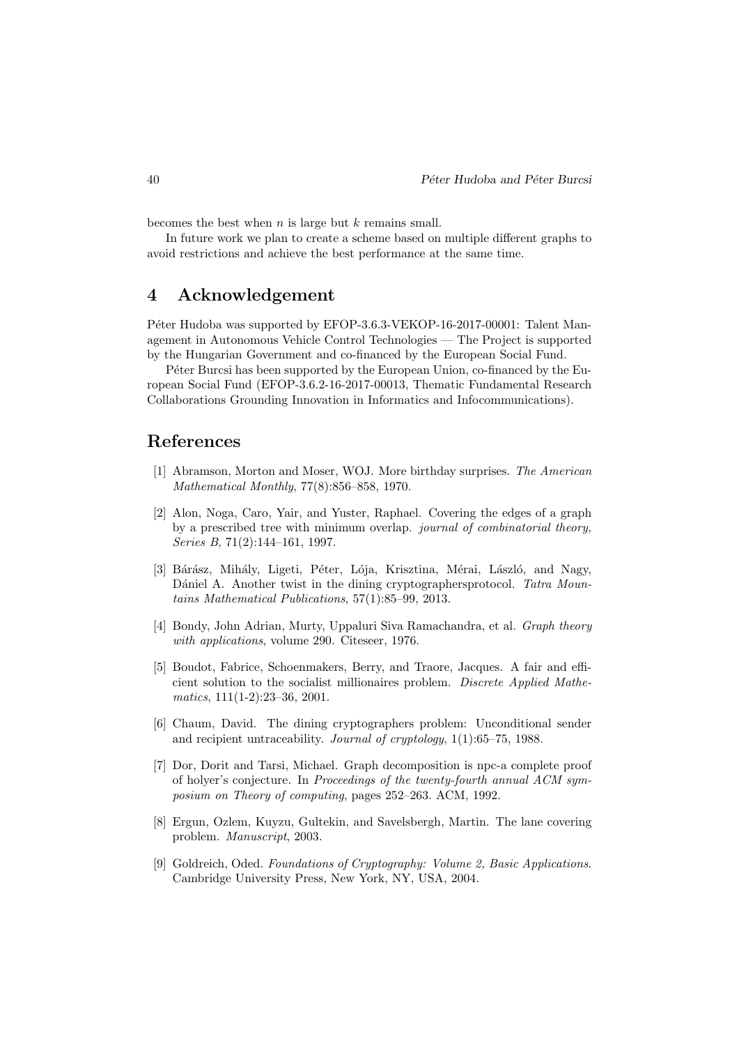becomes the best when $n$ is large but $k$ remains small.

In future work we plan to create a scheme based on multiple different graphs to avoid restrictions and achieve the best performance at the same time.

## 4 Acknowledgement

Péter Hudoba was supported by EFOP-3.6.3-VEKOP-16-2017-00001: Talent Management in Autonomous Vehicle Control Technologies — The Project is supported by the Hungarian Government and co-financed by the European Social Fund.

Péter Burcsi has been supported by the European Union, co-financed by the European Social Fund (EFOP-3.6.2-16-2017-00013, Thematic Fundamental Research Collaborations Grounding Innovation in Informatics and Infocommunications).

## References

[1] Abramson, Morton and Moser, WOJ. More birthday surprises. *The American Mathematical Monthly*, 77(8):856–858, 1970.

[2] Alon, Noga, Caro, Yair, and Yuster, Raphael. Covering the edges of a graph by a prescribed tree with minimum overlap. *journal of combinatorial theory, Series B*, 71(2):144–161, 1997.

[3] Bárász, Mihály, Ligeti, Péter, Lója, Krisztina, Mérai, László, and Nagy, Dániel A. Another twist in the dining cryptographersprotocol. *Tatra Mountains Mathematical Publications*, 57(1):85–99, 2013.

[4] Bondy, John Adrian, Murty, Uppaluri Siva Ramachandra, et al. *Graph theory with applications*, volume 290. Citeseer, 1976.

[5] Boudot, Fabrice, Schoenmakers, Berry, and Traore, Jacques. A fair and efficient solution to the socialist millionaires problem. *Discrete Applied Mathematics*, 111(1-2):23–36, 2001.

[6] Chaum, David. The dining cryptographers problem: Unconditional sender and recipient untraceability. *Journal of cryptology*, 1(1):65–75, 1988.

[7] Dor, Dorit and Tarsi, Michael. Graph decomposition is npc-a complete proof of holyer's conjecture. In *Proceedings of the twenty-fourth annual ACM symposium on Theory of computing*, pages 252–263. ACM, 1992.

[8] Ergun, Ozlem, Kuyzu, Gultekin, and Savelsbergh, Martin. The lane covering problem. *Manuscript*, 2003.

[9] Goldreich, Oded. *Foundations of Cryptography: Volume 2, Basic Applications*. Cambridge University Press, New York, NY, USA, 2004.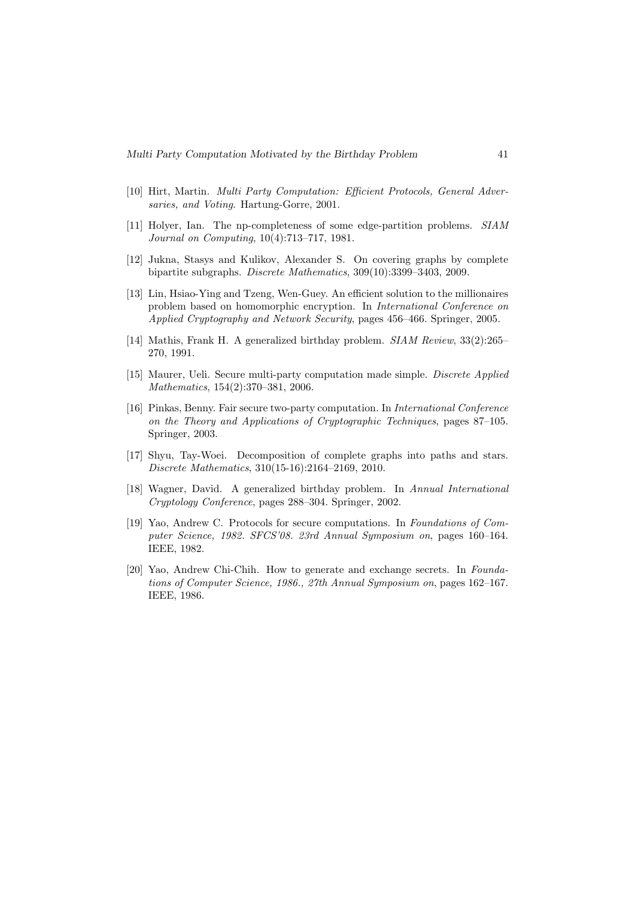[10] Hirt, Martin. *Multi Party Computation: Efficient Protocols, General Adversaries, and Voting*. Hartung-Gorre, 2001.

[11] Holyer, Ian. The np-completeness of some edge-partition problems. *SIAM Journal on Computing*, 10(4):713–717, 1981.

[12] Jukna, Stasys and Kulikov, Alexander S. On covering graphs by complete bipartite subgraphs. *Discrete Mathematics*, 309(10):3399–3403, 2009.

[13] Lin, Hsiao-Ying and Tzeng, Wen-Guey. An efficient solution to the millionaires problem based on homomorphic encryption. In *International Conference on Applied Cryptography and Network Security*, pages 456–466. Springer, 2005.

[14] Mathis, Frank H. A generalized birthday problem. *SIAM Review*, 33(2):265–270, 1991.

[15] Maurer, Ueli. Secure multi-party computation made simple. *Discrete Applied Mathematics*, 154(2):370–381, 2006.

[16] Pinkas, Benny. Fair secure two-party computation. In *International Conference on the Theory and Applications of Cryptographic Techniques*, pages 87–105. Springer, 2003.

[17] Shyu, Tay-Woei. Decomposition of complete graphs into paths and stars. *Discrete Mathematics*, 310(15-16):2164–2169, 2010.

[18] Wagner, David. A generalized birthday problem. In *Annual International Cryptology Conference*, pages 288–304. Springer, 2002.

[19] Yao, Andrew C. Protocols for secure computations. In *Foundations of Computer Science, 1982. SFCS'08. 23rd Annual Symposium on*, pages 160–164. IEEE, 1982.

[20] Yao, Andrew Chi-Chih. How to generate and exchange secrets. In *Foundations of Computer Science, 1986., 27th Annual Symposium on*, pages 162–167. IEEE, 1986.